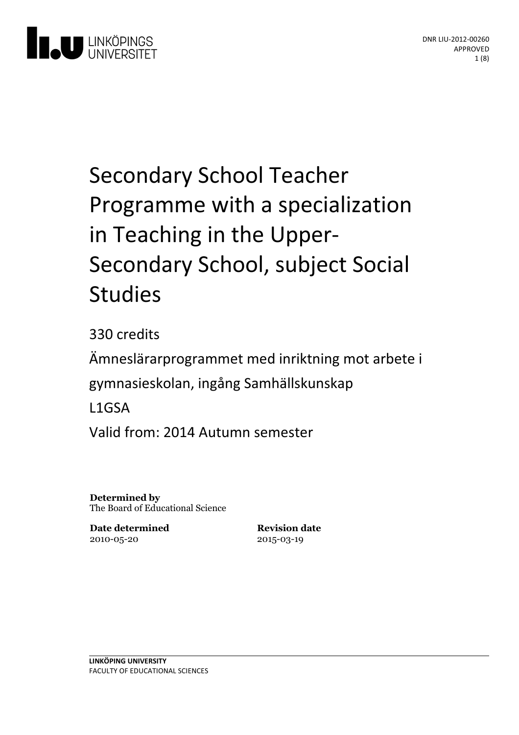DNR LIU-2012-00260
APPROVED

# Secondary School Teacher Programme with a specialization in Teaching in the Upper-Secondary School, subject Social Studies

330 credits

Ämneslärarprogrammet med inriktning mot arbete i gymnasieskolan, ingång Samhällskunskap

L1GSA

Valid from: 2014 Autumn semester

**Determined by**
The Board of Educational Science

**Date determined**
2010-05-20

**Revision date**
2015-03-19

**LINKÖPING UNIVERSITY**
FACULTY OF EDUCATIONAL SCIENCES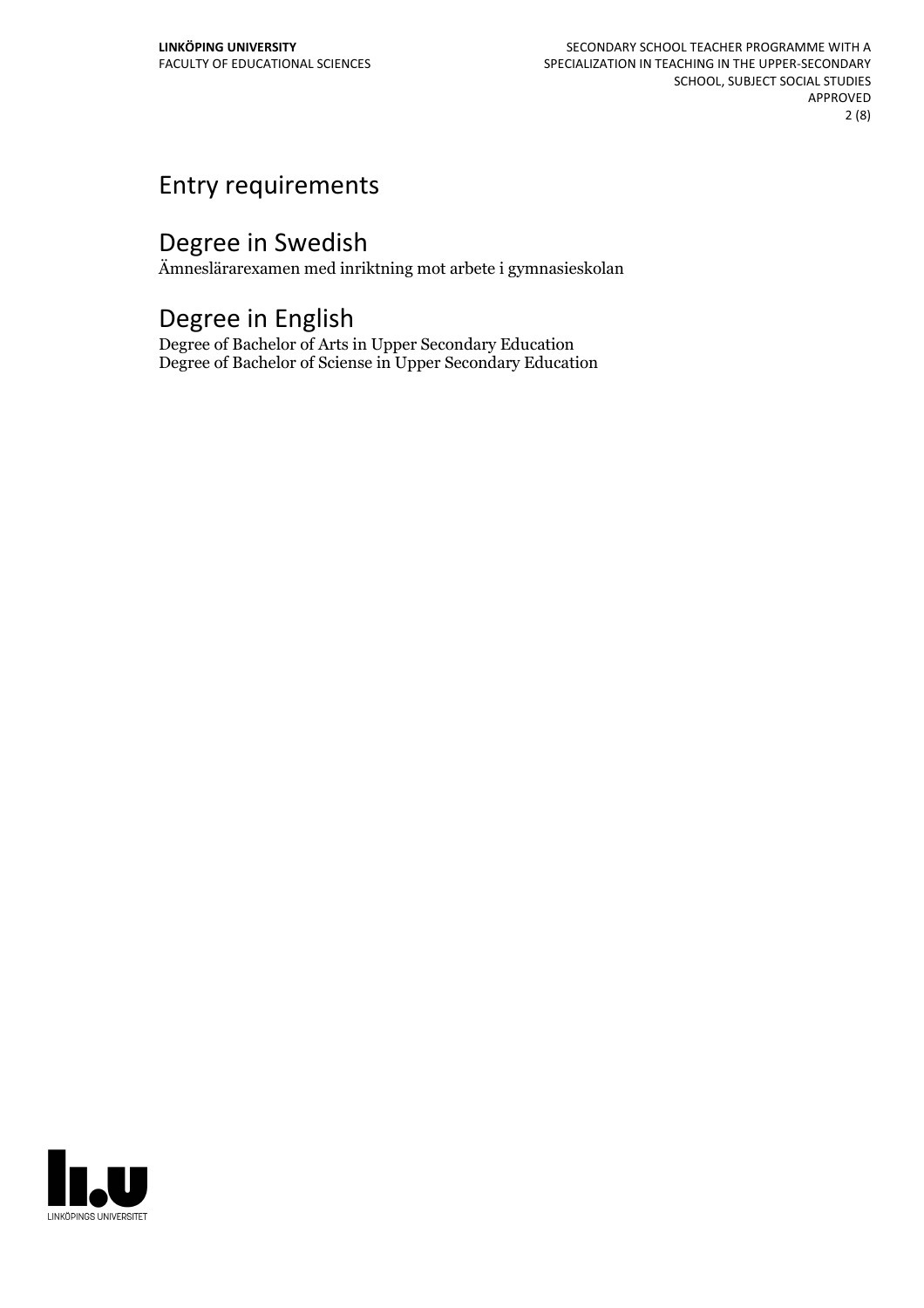## Entry requirements

## Degree in Swedish

Ämneslärarexamen med inriktning mot arbete i gymnasieskolan

## Degree in English

Degree of Bachelor of Arts in Upper Secondary Education
Degree of Bachelor of Sciense in Upper Secondary Education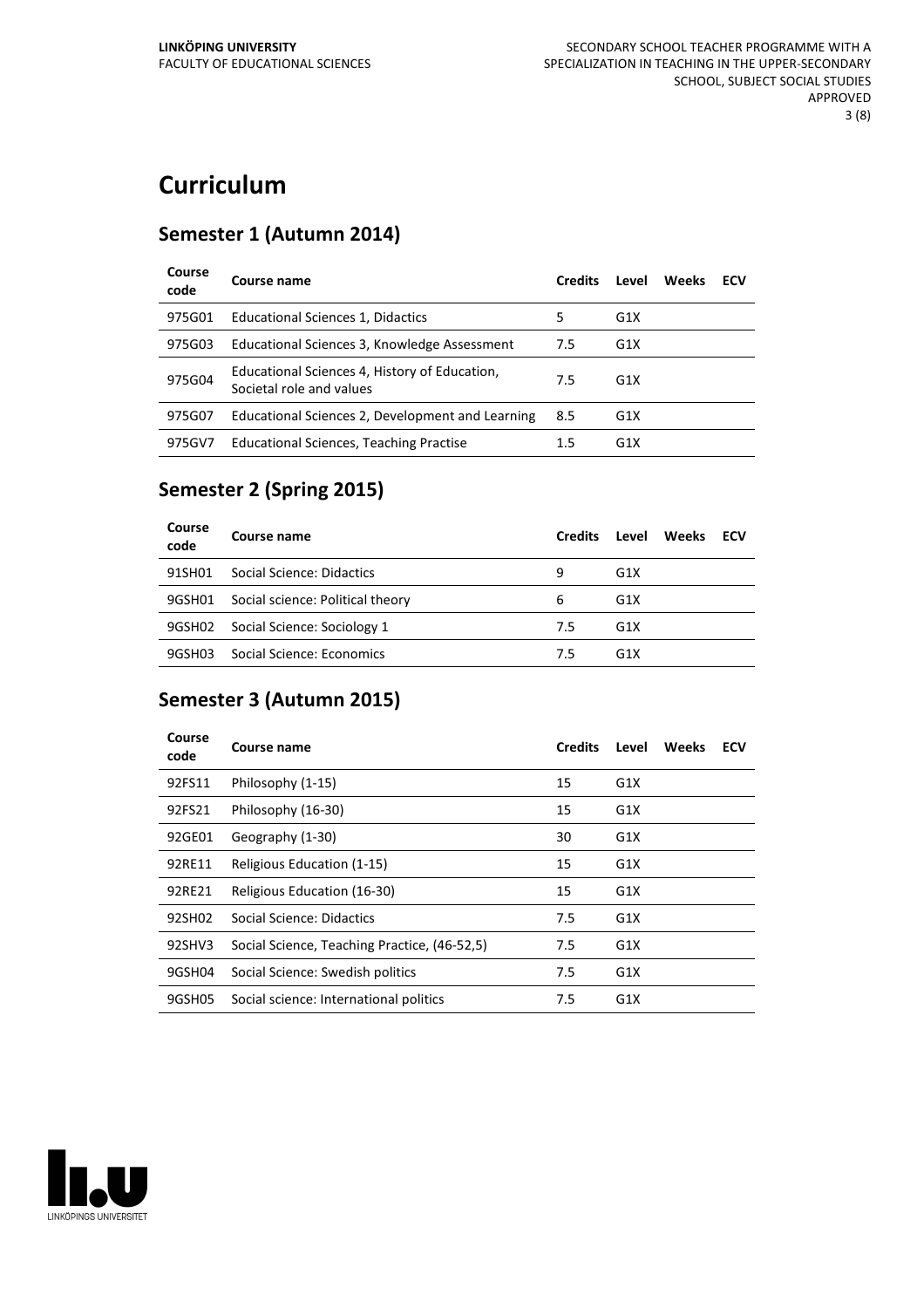# Curriculum

## Semester 1 (Autumn 2014)

| Course code | Course name | Credits | Level | Weeks | ECV |
|---|---|---|---|---|---|
| 975G01 | Educational Sciences 1, Didactics | 5 | G1X | | |
| 975G03 | Educational Sciences 3, Knowledge Assessment | 7.5 | G1X | | |
| 975G04 | Educational Sciences 4, History of Education, Societal role and values | 7.5 | G1X | | |
| 975G07 | Educational Sciences 2, Development and Learning | 8.5 | G1X | | |
| 975GV7 | Educational Sciences, Teaching Practise | 1.5 | G1X | | |

## Semester 2 (Spring 2015)

| Course code | Course name | Credits | Level | Weeks | ECV |
|---|---|---|---|---|---|
| 91SH01 | Social Science: Didactics | 9 | G1X | | |
| 9GSH01 | Social science: Political theory | 6 | G1X | | |
| 9GSH02 | Social Science: Sociology 1 | 7.5 | G1X | | |
| 9GSH03 | Social Science: Economics | 7.5 | G1X | | |

## Semester 3 (Autumn 2015)

| Course code | Course name | Credits | Level | Weeks | ECV |
|---|---|---|---|---|---|
| 92FS11 | Philosophy (1-15) | 15 | G1X | | |
| 92FS21 | Philosophy (16-30) | 15 | G1X | | |
| 92GE01 | Geography (1-30) | 30 | G1X | | |
| 92RE11 | Religious Education (1-15) | 15 | G1X | | |
| 92RE21 | Religious Education (16-30) | 15 | G1X | | |
| 92SH02 | Social Science: Didactics | 7.5 | G1X | | |
| 92SHV3 | Social Science, Teaching Practice, (46-52,5) | 7.5 | G1X | | |
| 9GSH04 | Social Science: Swedish politics | 7.5 | G1X | | |
| 9GSH05 | Social science: International politics | 7.5 | G1X | | |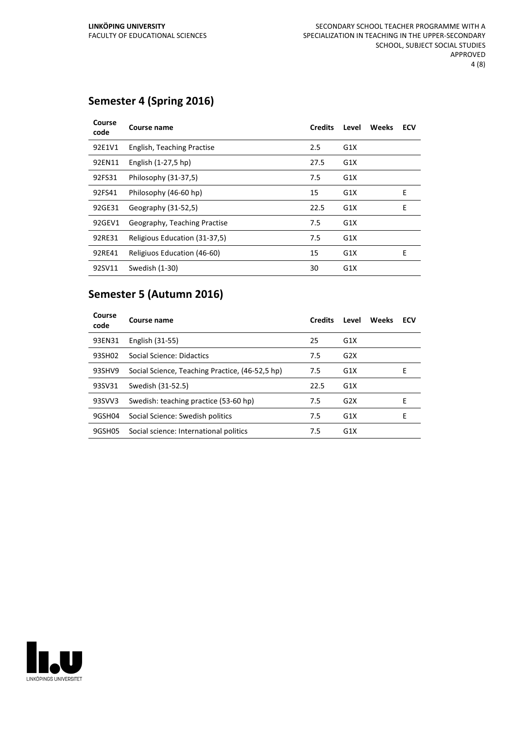## Semester 4 (Spring 2016)

| Course code | Course name | Credits | Level | Weeks | ECV |
|---|---|---|---|---|---|
| 92E1V1 | English, Teaching Practise | 2.5 | G1X | | |
| 92EN11 | English (1-27,5 hp) | 27.5 | G1X | | |
| 92FS31 | Philosophy (31-37,5) | 7.5 | G1X | | |
| 92FS41 | Philosophy (46-60 hp) | 15 | G1X | | E |
| 92GE31 | Geography (31-52,5) | 22.5 | G1X | | E |
| 92GEV1 | Geography, Teaching Practise | 7.5 | G1X | | |
| 92RE31 | Religious Education (31-37,5) | 7.5 | G1X | | |
| 92RE41 | Religiuos Education (46-60) | 15 | G1X | | E |
| 92SV11 | Swedish (1-30) | 30 | G1X | | |

## Semester 5 (Autumn 2016)

| Course code | Course name | Credits | Level | Weeks | ECV |
|---|---|---|---|---|---|
| 93EN31 | English (31-55) | 25 | G1X | | |
| 93SH02 | Social Science: Didactics | 7.5 | G2X | | |
| 93SHV9 | Social Science, Teaching Practice, (46-52,5 hp) | 7.5 | G1X | | E |
| 93SV31 | Swedish (31-52.5) | 22.5 | G1X | | |
| 93SVV3 | Swedish: teaching practice (53-60 hp) | 7.5 | G2X | | E |
| 9GSH04 | Social Science: Swedish politics | 7.5 | G1X | | E |
| 9GSH05 | Social science: International politics | 7.5 | G1X | | |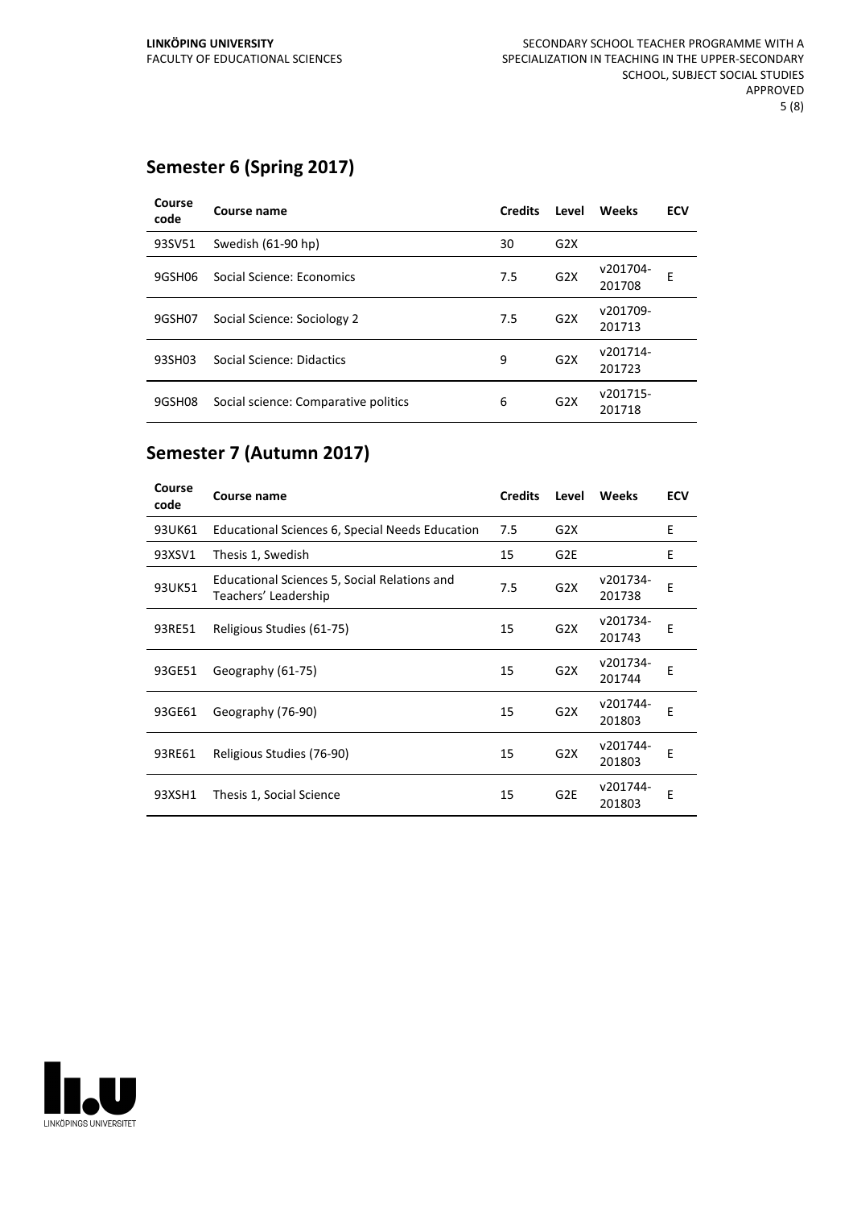## Semester 6 (Spring 2017)

| Course code | Course name | Credits | Level | Weeks | ECV |
|---|---|---|---|---|---|
| 93SV51 | Swedish (61-90 hp) | 30 | G2X | | |
| 9GSH06 | Social Science: Economics | 7.5 | G2X | v201704-201708 | E |
| 9GSH07 | Social Science: Sociology 2 | 7.5 | G2X | v201709-201713 | |
| 93SH03 | Social Science: Didactics | 9 | G2X | v201714-201723 | |
| 9GSH08 | Social science: Comparative politics | 6 | G2X | v201715-201718 | |

## Semester 7 (Autumn 2017)

| Course code | Course name | Credits | Level | Weeks | ECV |
|---|---|---|---|---|---|
| 93UK61 | Educational Sciences 6, Special Needs Education | 7.5 | G2X | | E |
| 93XSV1 | Thesis 1, Swedish | 15 | G2E | | E |
| 93UK51 | Educational Sciences 5, Social Relations and Teachers' Leadership | 7.5 | G2X | v201734-201738 | E |
| 93RE51 | Religious Studies (61-75) | 15 | G2X | v201734-201743 | E |
| 93GE51 | Geography (61-75) | 15 | G2X | v201734-201744 | E |
| 93GE61 | Geography (76-90) | 15 | G2X | v201744-201803 | E |
| 93RE61 | Religious Studies (76-90) | 15 | G2X | v201744-201803 | E |
| 93XSH1 | Thesis 1, Social Science | 15 | G2E | v201744-201803 | E |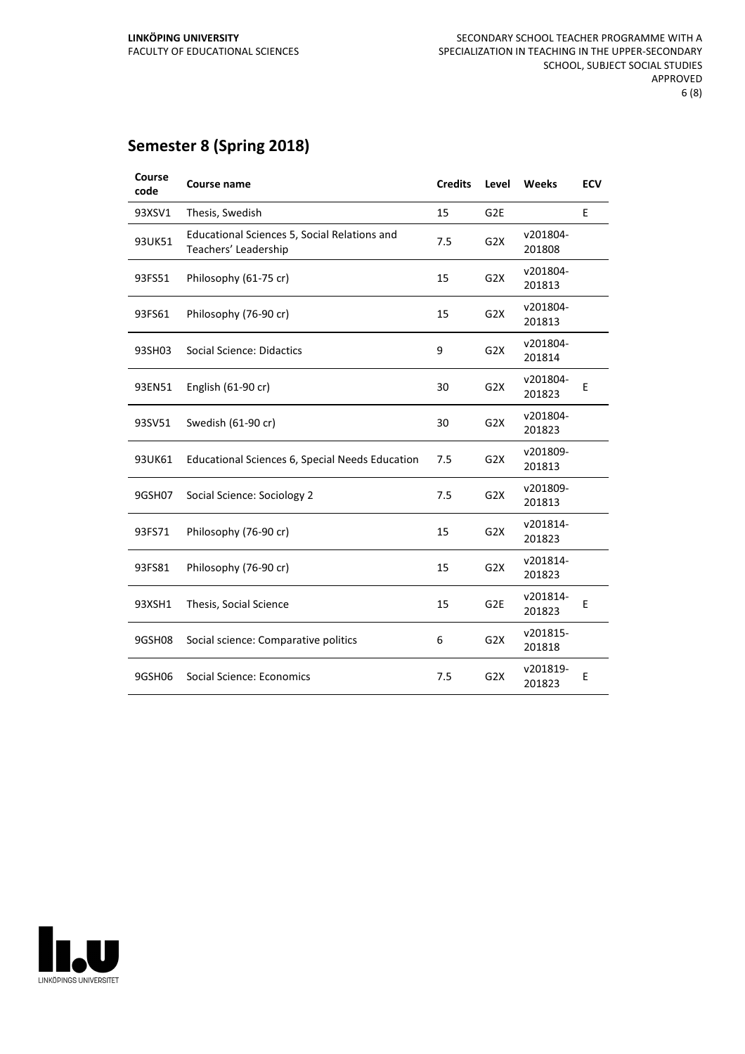## Semester 8 (Spring 2018)

| Course code | Course name | Credits | Level | Weeks | ECV |
|---|---|---|---|---|---|
| 93XSV1 | Thesis, Swedish | 15 | G2E | | E |
| 93UK51 | Educational Sciences 5, Social Relations and Teachers' Leadership | 7.5 | G2X | v201804-201808 | |
| 93FS51 | Philosophy (61-75 cr) | 15 | G2X | v201804-201813 | |
| 93FS61 | Philosophy (76-90 cr) | 15 | G2X | v201804-201813 | |
| 93SH03 | Social Science: Didactics | 9 | G2X | v201804-201814 | |
| 93EN51 | English (61-90 cr) | 30 | G2X | v201804-201823 | E |
| 93SV51 | Swedish (61-90 cr) | 30 | G2X | v201804-201823 | |
| 93UK61 | Educational Sciences 6, Special Needs Education | 7.5 | G2X | v201809-201813 | |
| 9GSH07 | Social Science: Sociology 2 | 7.5 | G2X | v201809-201813 | |
| 93FS71 | Philosophy (76-90 cr) | 15 | G2X | v201814-201823 | |
| 93FS81 | Philosophy (76-90 cr) | 15 | G2X | v201814-201823 | |
| 93XSH1 | Thesis, Social Science | 15 | G2E | v201814-201823 | E |
| 9GSH08 | Social science: Comparative politics | 6 | G2X | v201815-201818 | |
| 9GSH06 | Social Science: Economics | 7.5 | G2X | v201819-201823 | E |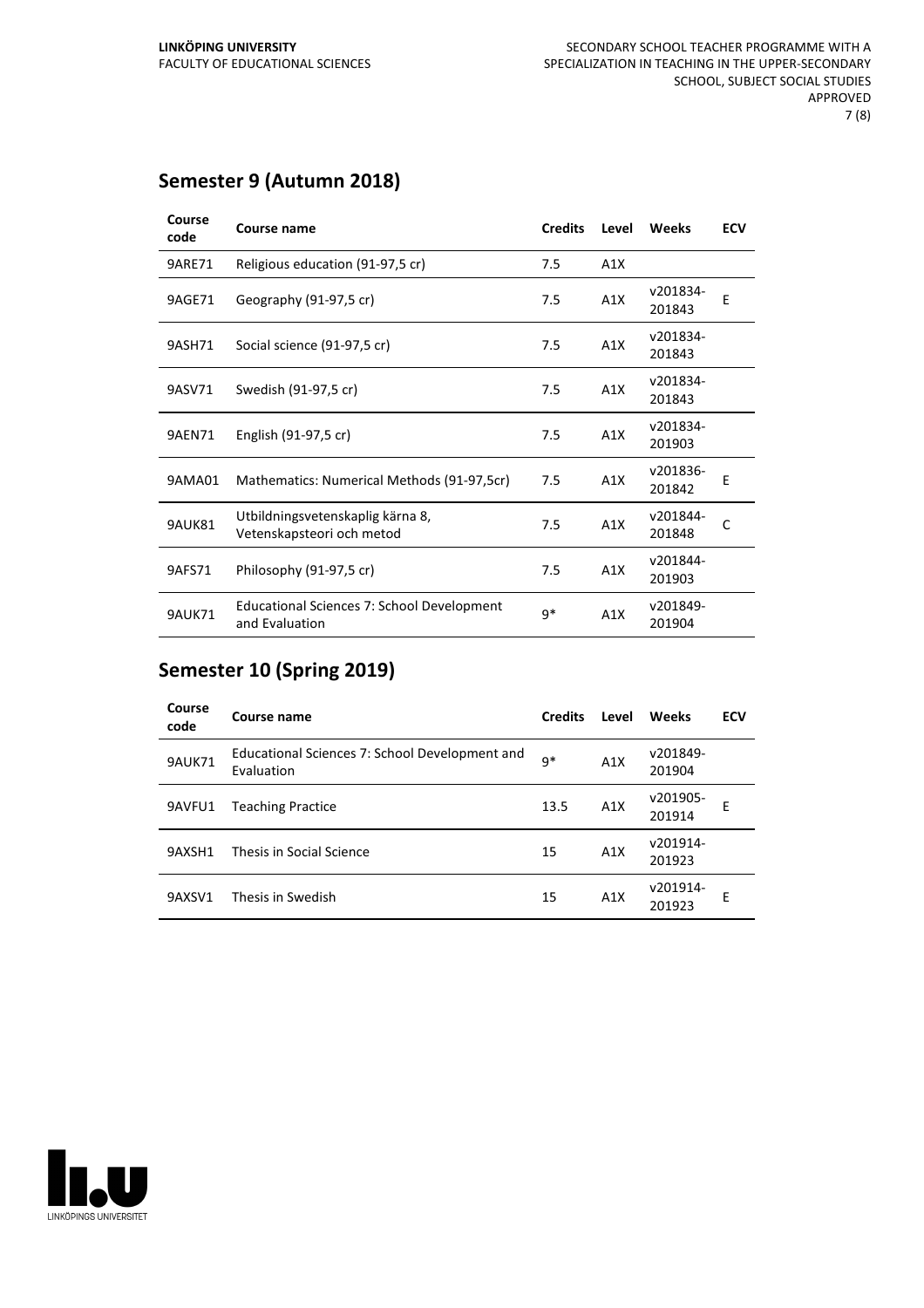## Semester 9 (Autumn 2018)

| Course code | Course name | Credits | Level | Weeks | ECV |
|---|---|---|---|---|---|
| 9ARE71 | Religious education (91-97,5 cr) | 7.5 | A1X | | |
| 9AGE71 | Geography (91-97,5 cr) | 7.5 | A1X | v201834-201843 | E |
| 9ASH71 | Social science (91-97,5 cr) | 7.5 | A1X | v201834-201843 | |
| 9ASV71 | Swedish (91-97,5 cr) | 7.5 | A1X | v201834-201843 | |
| 9AEN71 | English (91-97,5 cr) | 7.5 | A1X | v201834-201903 | |
| 9AMA01 | Mathematics: Numerical Methods (91-97,5cr) | 7.5 | A1X | v201836-201842 | E |
| 9AUK81 | Utbildningsvetenskaplig kärna 8, Vetenskapsteori och metod | 7.5 | A1X | v201844-201848 | C |
| 9AFS71 | Philosophy (91-97,5 cr) | 7.5 | A1X | v201844-201903 | |
| 9AUK71 | Educational Sciences 7: School Development and Evaluation | 9* | A1X | v201849-201904 | |

## Semester 10 (Spring 2019)

| Course code | Course name | Credits | Level | Weeks | ECV |
|---|---|---|---|---|---|
| 9AUK71 | Educational Sciences 7: School Development and Evaluation | 9* | A1X | v201849-201904 | |
| 9AVFU1 | Teaching Practice | 13.5 | A1X | v201905-201914 | E |
| 9AXSH1 | Thesis in Social Science | 15 | A1X | v201914-201923 | |
| 9AXSV1 | Thesis in Swedish | 15 | A1X | v201914-201923 | E |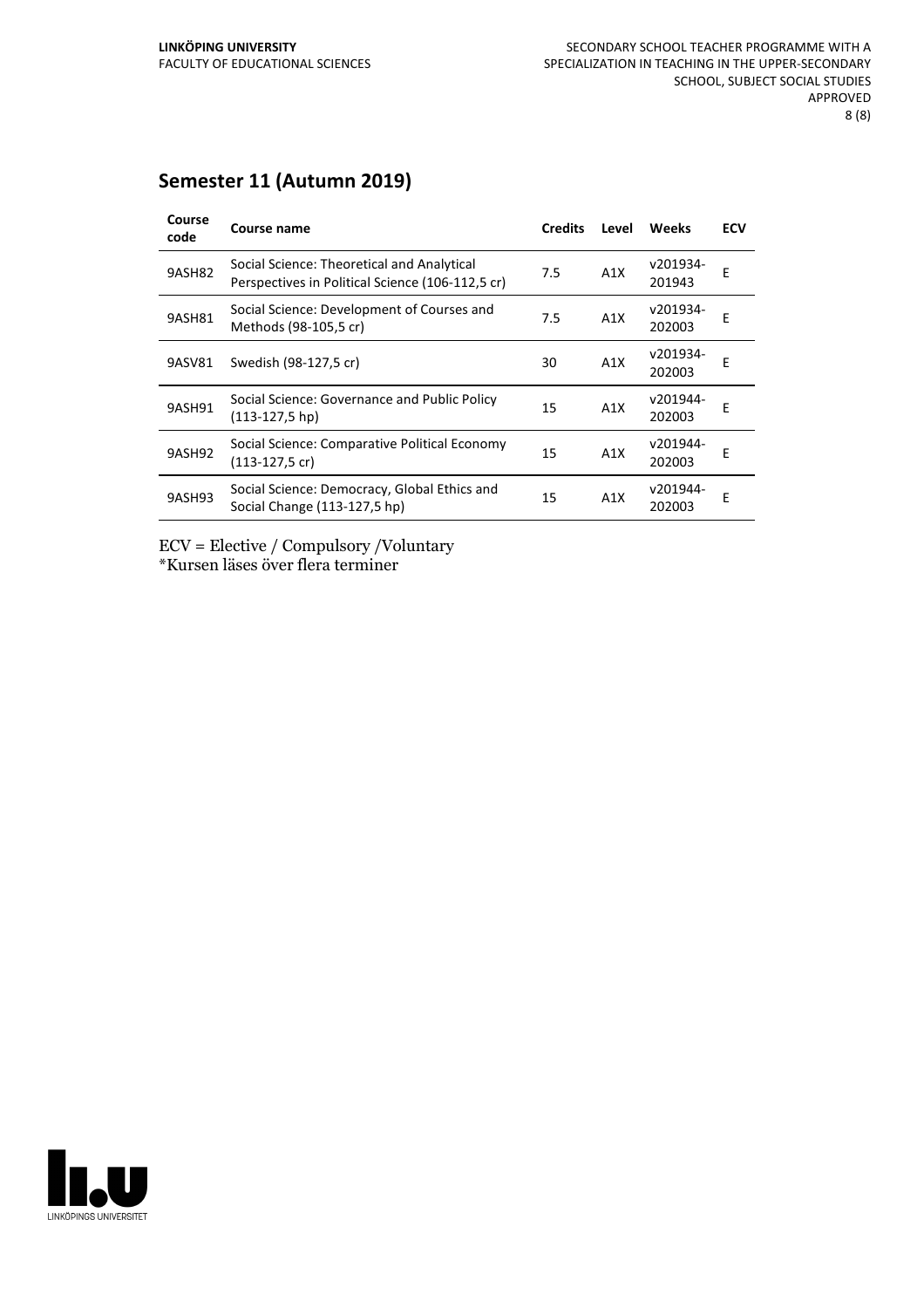## Semester 11 (Autumn 2019)

| Course code | Course name | Credits | Level | Weeks | ECV |
|---|---|---|---|---|---|
| 9ASH82 | Social Science: Theoretical and Analytical Perspectives in Political Science (106-112,5 cr) | 7.5 | A1X | v201934-201943 | E |
| 9ASH81 | Social Science: Development of Courses and Methods (98-105,5 cr) | 7.5 | A1X | v201934-202003 | E |
| 9ASV81 | Swedish (98-127,5 cr) | 30 | A1X | v201934-202003 | E |
| 9ASH91 | Social Science: Governance and Public Policy (113-127,5 hp) | 15 | A1X | v201944-202003 | E |
| 9ASH92 | Social Science: Comparative Political Economy (113-127,5 cr) | 15 | A1X | v201944-202003 | E |
| 9ASH93 | Social Science: Democracy, Global Ethics and Social Change (113-127,5 hp) | 15 | A1X | v201944-202003 | E |

ECV = Elective / Compulsory /Voluntary
*Kursen läses över flera terminer